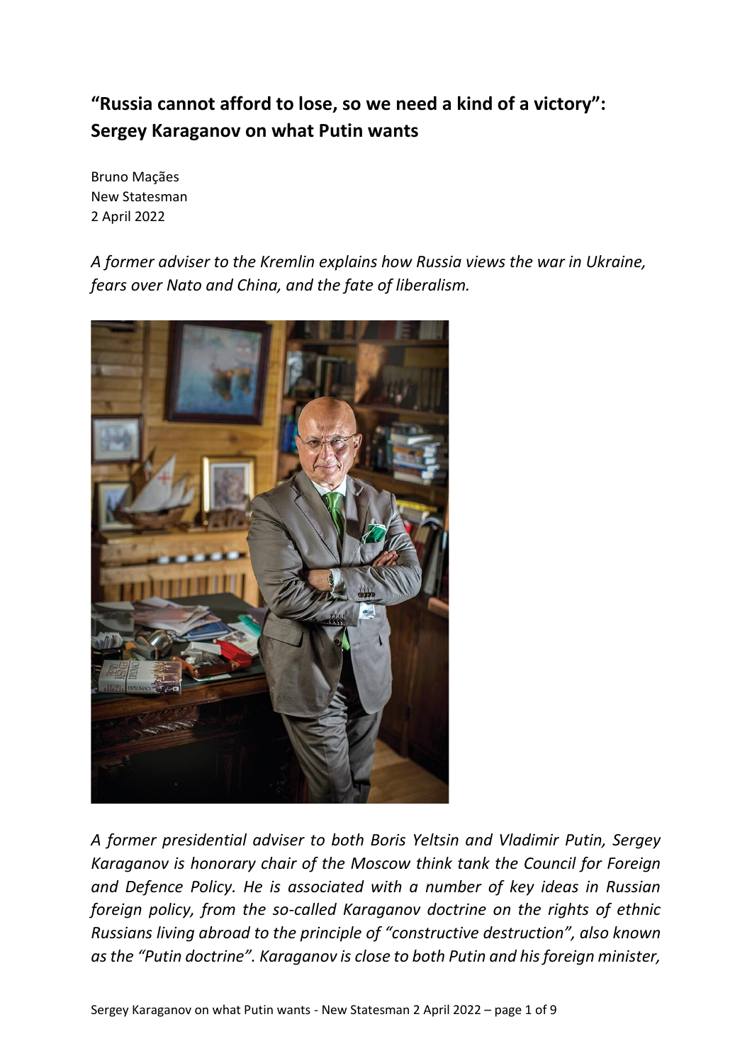# "Russia cannot afford to lose, so we need a kind of a victory": Sergey Karaganov on what Putin wants

Bruno Maçães
New Statesman
2 April 2022

*A former adviser to the Kremlin explains how Russia views the war in Ukraine, fears over Nato and China, and the fate of liberalism.*

*A former presidential adviser to both Boris Yeltsin and Vladimir Putin, Sergey Karaganov is honorary chair of the Moscow think tank the Council for Foreign and Defence Policy. He is associated with a number of key ideas in Russian foreign policy, from the so-called Karaganov doctrine on the rights of ethnic Russians living abroad to the principle of "constructive destruction", also known as the "Putin doctrine". Karaganov is close to both Putin and his foreign minister,*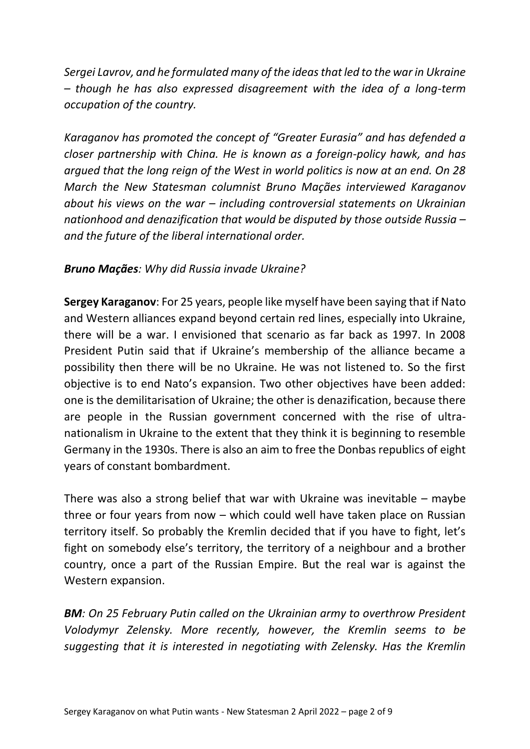*Sergei Lavrov, and he formulated many of the ideas that led to the war in Ukraine – though he has also expressed disagreement with the idea of a long-term occupation of the country.*

*Karaganov has promoted the concept of "Greater Eurasia" and has defended a closer partnership with China. He is known as a foreign-policy hawk, and has argued that the long reign of the West in world politics is now at an end. On 28 March the New Statesman columnist Bruno Maçães interviewed Karaganov about his views on the war – including controversial statements on Ukrainian nationhood and denazification that would be disputed by those outside Russia – and the future of the liberal international order.*

***Bruno Maçães****: Why did Russia invade Ukraine?*

**Sergey Karaganov**: For 25 years, people like myself have been saying that if Nato and Western alliances expand beyond certain red lines, especially into Ukraine, there will be a war. I envisioned that scenario as far back as 1997. In 2008 President Putin said that if Ukraine's membership of the alliance became a possibility then there will be no Ukraine. He was not listened to. So the first objective is to end Nato's expansion. Two other objectives have been added: one is the demilitarisation of Ukraine; the other is denazification, because there are people in the Russian government concerned with the rise of ultra-nationalism in Ukraine to the extent that they think it is beginning to resemble Germany in the 1930s. There is also an aim to free the Donbas republics of eight years of constant bombardment.

There was also a strong belief that war with Ukraine was inevitable – maybe three or four years from now – which could well have taken place on Russian territory itself. So probably the Kremlin decided that if you have to fight, let's fight on somebody else's territory, the territory of a neighbour and a brother country, once a part of the Russian Empire. But the real war is against the Western expansion.

***BM****: On 25 February Putin called on the Ukrainian army to overthrow President Volodymyr Zelensky. More recently, however, the Kremlin seems to be suggesting that it is interested in negotiating with Zelensky. Has the Kremlin*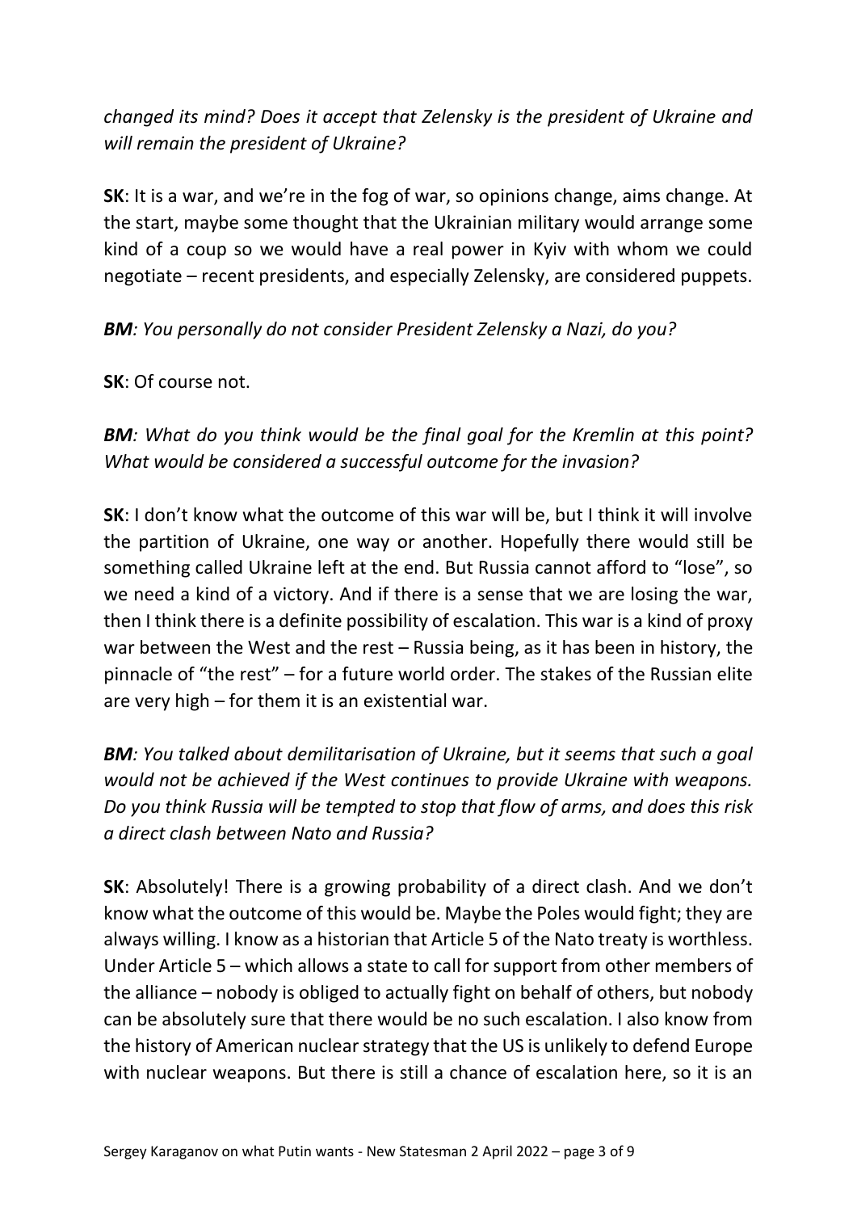*changed its mind? Does it accept that Zelensky is the president of Ukraine and will remain the president of Ukraine?*

**SK**: It is a war, and we're in the fog of war, so opinions change, aims change. At the start, maybe some thought that the Ukrainian military would arrange some kind of a coup so we would have a real power in Kyiv with whom we could negotiate – recent presidents, and especially Zelensky, are considered puppets.

***BM**: You personally do not consider President Zelensky a Nazi, do you?*

**SK**: Of course not.

***BM**: What do you think would be the final goal for the Kremlin at this point? What would be considered a successful outcome for the invasion?*

**SK**: I don't know what the outcome of this war will be, but I think it will involve the partition of Ukraine, one way or another. Hopefully there would still be something called Ukraine left at the end. But Russia cannot afford to "lose", so we need a kind of a victory. And if there is a sense that we are losing the war, then I think there is a definite possibility of escalation. This war is a kind of proxy war between the West and the rest – Russia being, as it has been in history, the pinnacle of "the rest" – for a future world order. The stakes of the Russian elite are very high – for them it is an existential war.

***BM**: You talked about demilitarisation of Ukraine, but it seems that such a goal would not be achieved if the West continues to provide Ukraine with weapons. Do you think Russia will be tempted to stop that flow of arms, and does this risk a direct clash between Nato and Russia?*

**SK**: Absolutely! There is a growing probability of a direct clash. And we don't know what the outcome of this would be. Maybe the Poles would fight; they are always willing. I know as a historian that Article 5 of the Nato treaty is worthless. Under Article 5 – which allows a state to call for support from other members of the alliance – nobody is obliged to actually fight on behalf of others, but nobody can be absolutely sure that there would be no such escalation. I also know from the history of American nuclear strategy that the US is unlikely to defend Europe with nuclear weapons. But there is still a chance of escalation here, so it is an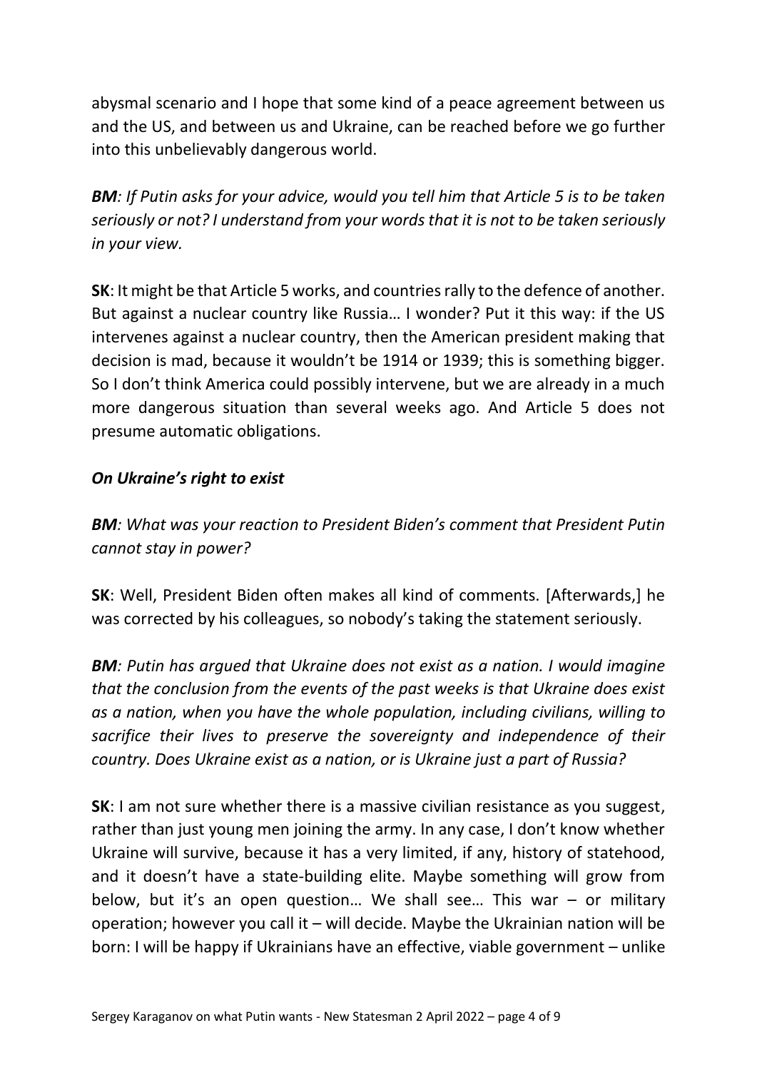abysmal scenario and I hope that some kind of a peace agreement between us and the US, and between us and Ukraine, can be reached before we go further into this unbelievably dangerous world.

***BM**: If Putin asks for your advice, would you tell him that Article 5 is to be taken seriously or not? I understand from your words that it is not to be taken seriously in your view.*

**SK**: It might be that Article 5 works, and countries rally to the defence of another. But against a nuclear country like Russia… I wonder? Put it this way: if the US intervenes against a nuclear country, then the American president making that decision is mad, because it wouldn't be 1914 or 1939; this is something bigger. So I don't think America could possibly intervene, but we are already in a much more dangerous situation than several weeks ago. And Article 5 does not presume automatic obligations.

***On Ukraine's right to exist***

***BM**: What was your reaction to President Biden's comment that President Putin cannot stay in power?*

**SK**: Well, President Biden often makes all kind of comments. [Afterwards,] he was corrected by his colleagues, so nobody's taking the statement seriously.

***BM**: Putin has argued that Ukraine does not exist as a nation. I would imagine that the conclusion from the events of the past weeks is that Ukraine does exist as a nation, when you have the whole population, including civilians, willing to sacrifice their lives to preserve the sovereignty and independence of their country. Does Ukraine exist as a nation, or is Ukraine just a part of Russia?*

**SK**: I am not sure whether there is a massive civilian resistance as you suggest, rather than just young men joining the army. In any case, I don't know whether Ukraine will survive, because it has a very limited, if any, history of statehood, and it doesn't have a state-building elite. Maybe something will grow from below, but it's an open question… We shall see… This war – or military operation; however you call it – will decide. Maybe the Ukrainian nation will be born: I will be happy if Ukrainians have an effective, viable government – unlike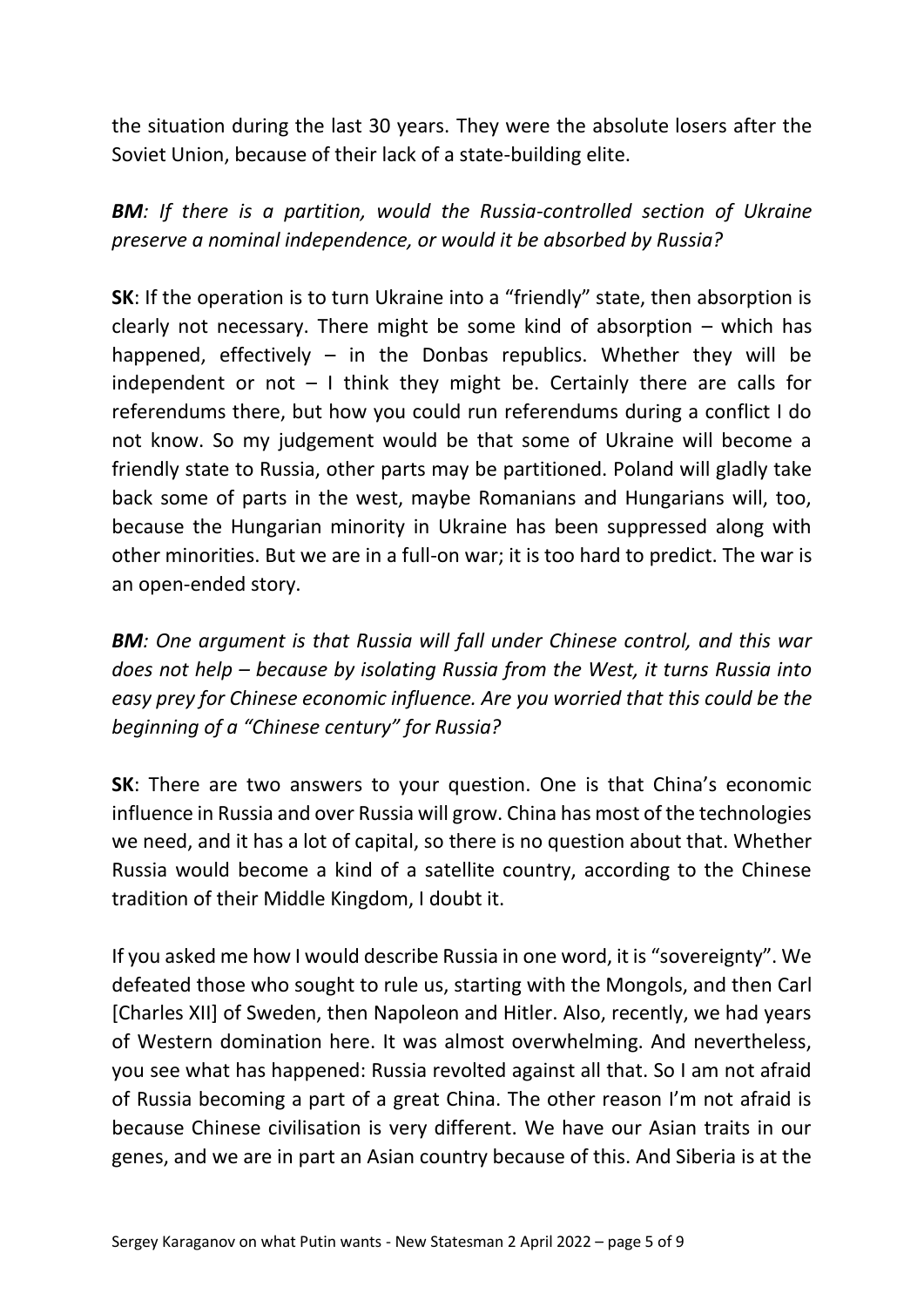the situation during the last 30 years. They were the absolute losers after the Soviet Union, because of their lack of a state-building elite.

***BM****: If there is a partition, would the Russia-controlled section of Ukraine preserve a nominal independence, or would it be absorbed by Russia?*

**SK**: If the operation is to turn Ukraine into a "friendly" state, then absorption is clearly not necessary. There might be some kind of absorption – which has happened, effectively – in the Donbas republics. Whether they will be independent or not – I think they might be. Certainly there are calls for referendums there, but how you could run referendums during a conflict I do not know. So my judgement would be that some of Ukraine will become a friendly state to Russia, other parts may be partitioned. Poland will gladly take back some of parts in the west, maybe Romanians and Hungarians will, too, because the Hungarian minority in Ukraine has been suppressed along with other minorities. But we are in a full-on war; it is too hard to predict. The war is an open-ended story.

***BM****: One argument is that Russia will fall under Chinese control, and this war does not help – because by isolating Russia from the West, it turns Russia into easy prey for Chinese economic influence. Are you worried that this could be the beginning of a "Chinese century" for Russia?*

**SK**: There are two answers to your question. One is that China's economic influence in Russia and over Russia will grow. China has most of the technologies we need, and it has a lot of capital, so there is no question about that. Whether Russia would become a kind of a satellite country, according to the Chinese tradition of their Middle Kingdom, I doubt it.

If you asked me how I would describe Russia in one word, it is "sovereignty". We defeated those who sought to rule us, starting with the Mongols, and then Carl [Charles XII] of Sweden, then Napoleon and Hitler. Also, recently, we had years of Western domination here. It was almost overwhelming. And nevertheless, you see what has happened: Russia revolted against all that. So I am not afraid of Russia becoming a part of a great China. The other reason I'm not afraid is because Chinese civilisation is very different. We have our Asian traits in our genes, and we are in part an Asian country because of this. And Siberia is at the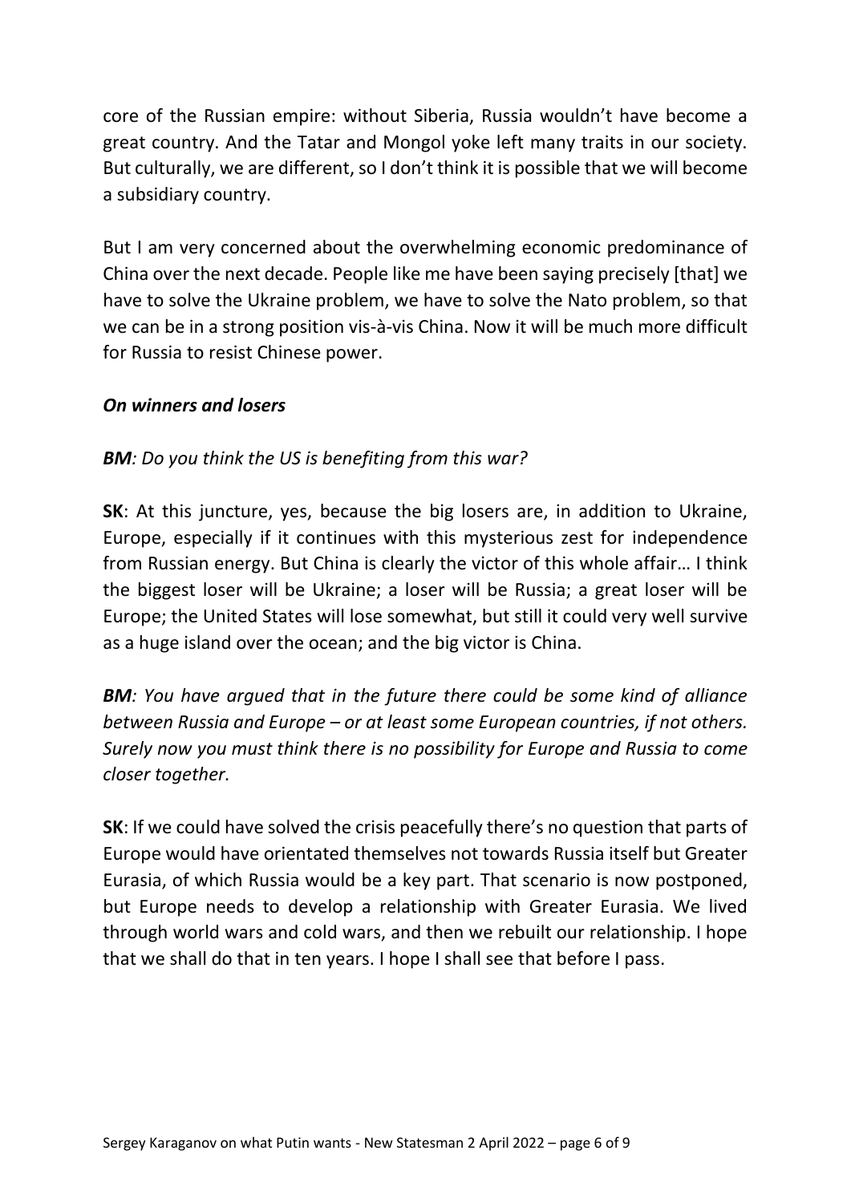core of the Russian empire: without Siberia, Russia wouldn't have become a great country. And the Tatar and Mongol yoke left many traits in our society. But culturally, we are different, so I don't think it is possible that we will become a subsidiary country.

But I am very concerned about the overwhelming economic predominance of China over the next decade. People like me have been saying precisely [that] we have to solve the Ukraine problem, we have to solve the Nato problem, so that we can be in a strong position vis-à-vis China. Now it will be much more difficult for Russia to resist Chinese power.

### *On winners and losers*

***BM**: Do you think the US is benefiting from this war?*

**SK**: At this juncture, yes, because the big losers are, in addition to Ukraine, Europe, especially if it continues with this mysterious zest for independence from Russian energy. But China is clearly the victor of this whole affair… I think the biggest loser will be Ukraine; a loser will be Russia; a great loser will be Europe; the United States will lose somewhat, but still it could very well survive as a huge island over the ocean; and the big victor is China.

***BM**: You have argued that in the future there could be some kind of alliance between Russia and Europe – or at least some European countries, if not others. Surely now you must think there is no possibility for Europe and Russia to come closer together.*

**SK**: If we could have solved the crisis peacefully there's no question that parts of Europe would have orientated themselves not towards Russia itself but Greater Eurasia, of which Russia would be a key part. That scenario is now postponed, but Europe needs to develop a relationship with Greater Eurasia. We lived through world wars and cold wars, and then we rebuilt our relationship. I hope that we shall do that in ten years. I hope I shall see that before I pass.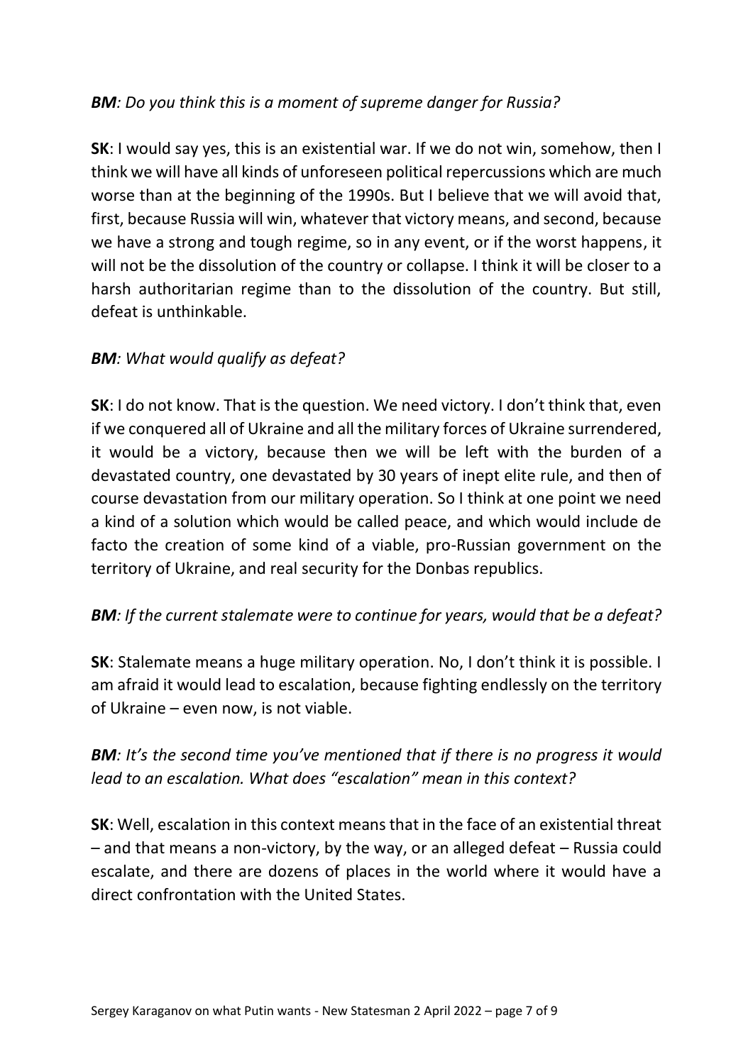***BM**: Do you think this is a moment of supreme danger for Russia?*

**SK**: I would say yes, this is an existential war. If we do not win, somehow, then I think we will have all kinds of unforeseen political repercussions which are much worse than at the beginning of the 1990s. But I believe that we will avoid that, first, because Russia will win, whatever that victory means, and second, because we have a strong and tough regime, so in any event, or if the worst happens, it will not be the dissolution of the country or collapse. I think it will be closer to a harsh authoritarian regime than to the dissolution of the country. But still, defeat is unthinkable.

***BM**: What would qualify as defeat?*

**SK**: I do not know. That is the question. We need victory. I don't think that, even if we conquered all of Ukraine and all the military forces of Ukraine surrendered, it would be a victory, because then we will be left with the burden of a devastated country, one devastated by 30 years of inept elite rule, and then of course devastation from our military operation. So I think at one point we need a kind of a solution which would be called peace, and which would include de facto the creation of some kind of a viable, pro-Russian government on the territory of Ukraine, and real security for the Donbas republics.

***BM**: If the current stalemate were to continue for years, would that be a defeat?*

**SK**: Stalemate means a huge military operation. No, I don't think it is possible. I am afraid it would lead to escalation, because fighting endlessly on the territory of Ukraine – even now, is not viable.

***BM**: It's the second time you've mentioned that if there is no progress it would lead to an escalation. What does "escalation" mean in this context?*

**SK**: Well, escalation in this context means that in the face of an existential threat – and that means a non-victory, by the way, or an alleged defeat – Russia could escalate, and there are dozens of places in the world where it would have a direct confrontation with the United States.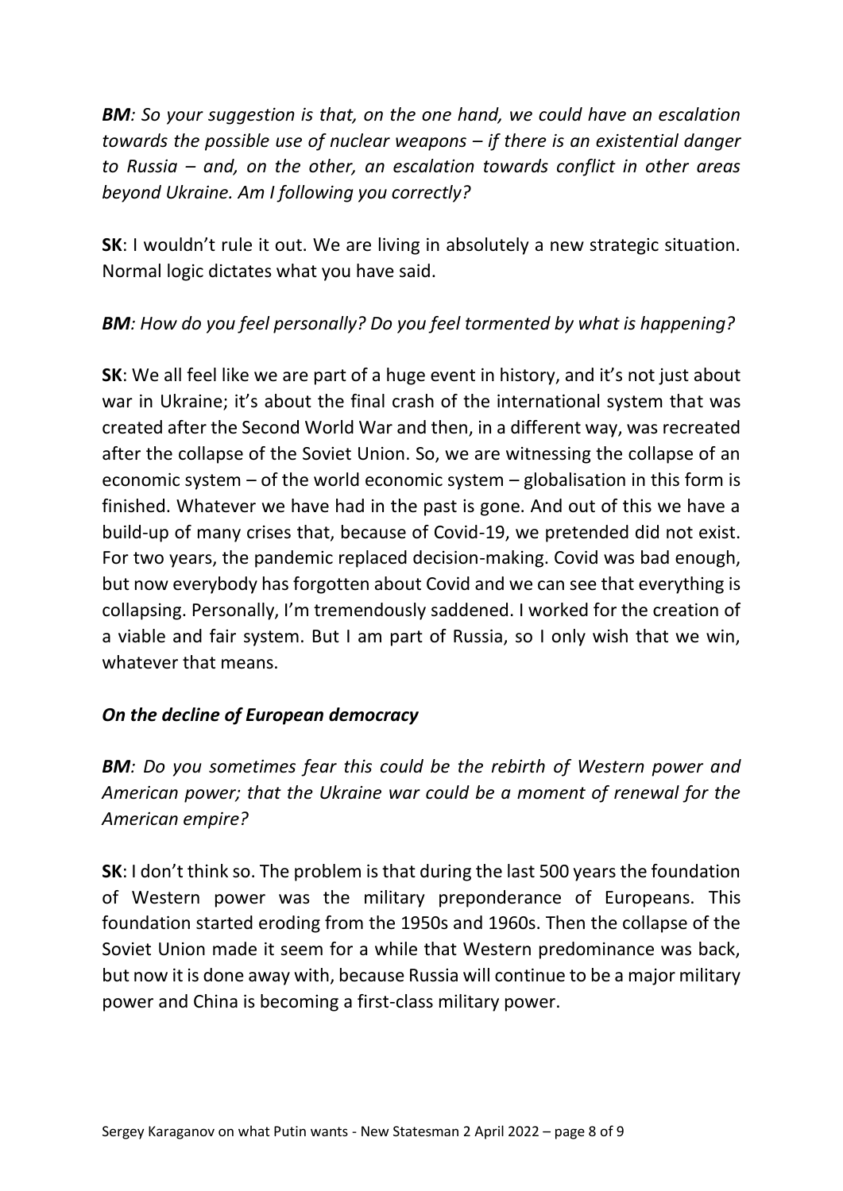***BM**: So your suggestion is that, on the one hand, we could have an escalation towards the possible use of nuclear weapons – if there is an existential danger to Russia – and, on the other, an escalation towards conflict in other areas beyond Ukraine. Am I following you correctly?*

**SK**: I wouldn't rule it out. We are living in absolutely a new strategic situation. Normal logic dictates what you have said.

***BM**: How do you feel personally? Do you feel tormented by what is happening?*

**SK**: We all feel like we are part of a huge event in history, and it's not just about war in Ukraine; it's about the final crash of the international system that was created after the Second World War and then, in a different way, was recreated after the collapse of the Soviet Union. So, we are witnessing the collapse of an economic system – of the world economic system – globalisation in this form is finished. Whatever we have had in the past is gone. And out of this we have a build-up of many crises that, because of Covid-19, we pretended did not exist. For two years, the pandemic replaced decision-making. Covid was bad enough, but now everybody has forgotten about Covid and we can see that everything is collapsing. Personally, I'm tremendously saddened. I worked for the creation of a viable and fair system. But I am part of Russia, so I only wish that we win, whatever that means.

***On the decline of European democracy***

***BM**: Do you sometimes fear this could be the rebirth of Western power and American power; that the Ukraine war could be a moment of renewal for the American empire?*

**SK**: I don't think so. The problem is that during the last 500 years the foundation of Western power was the military preponderance of Europeans. This foundation started eroding from the 1950s and 1960s. Then the collapse of the Soviet Union made it seem for a while that Western predominance was back, but now it is done away with, because Russia will continue to be a major military power and China is becoming a first-class military power.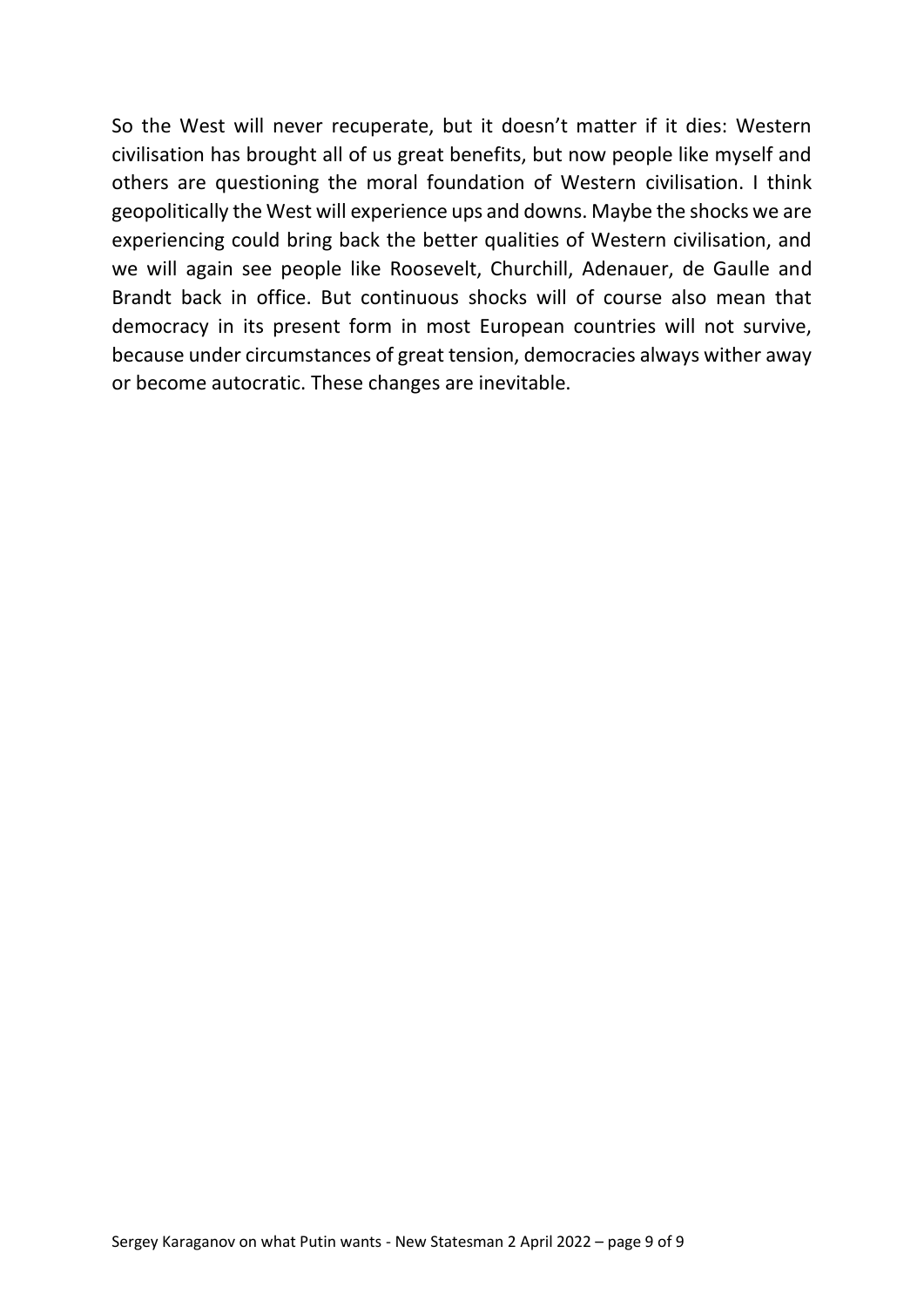So the West will never recuperate, but it doesn't matter if it dies: Western civilisation has brought all of us great benefits, but now people like myself and others are questioning the moral foundation of Western civilisation. I think geopolitically the West will experience ups and downs. Maybe the shocks we are experiencing could bring back the better qualities of Western civilisation, and we will again see people like Roosevelt, Churchill, Adenauer, de Gaulle and Brandt back in office. But continuous shocks will of course also mean that democracy in its present form in most European countries will not survive, because under circumstances of great tension, democracies always wither away or become autocratic. These changes are inevitable.